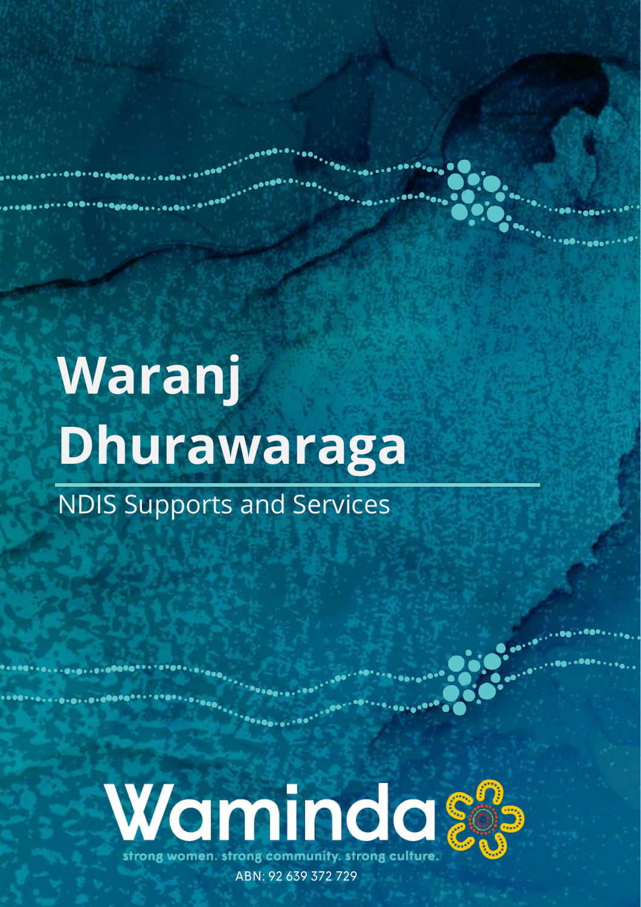# Waranj Dhurawaraga

NDIS Supports and Services

Waminda

strong women. strong community. strong culture.

ABN: 92 639 372 729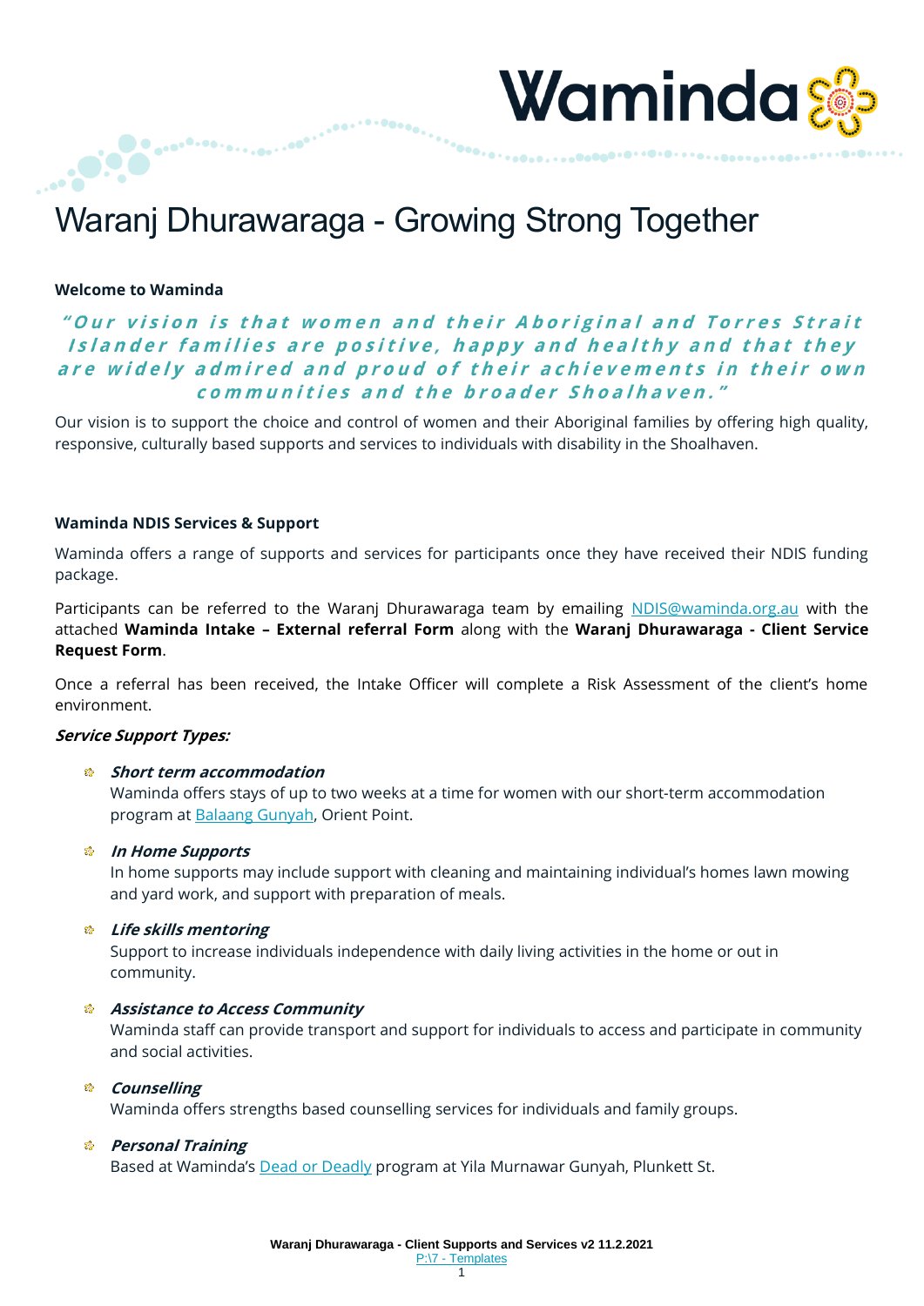# Waranj Dhurawaraga - Growing Strong Together

**Welcome to Waminda**

***"Our vision is that women and their Aboriginal and Torres Strait Islander families are positive, happy and healthy and that they are widely admired and proud of their achievements in their own communities and the broader Shoalhaven."***

Our vision is to support the choice and control of women and their Aboriginal families by offering high quality, responsive, culturally based supports and services to individuals with disability in the Shoalhaven.

**Waminda NDIS Services & Support**

Waminda offers a range of supports and services for participants once they have received their NDIS funding package.

Participants can be referred to the Waranj Dhurawaraga team by emailing NDIS@waminda.org.au with the attached **Waminda Intake – External referral Form** along with the **Waranj Dhurawaraga - Client Service Request Form**.

Once a referral has been received, the Intake Officer will complete a Risk Assessment of the client's home environment.

***Service Support Types:***

- ***Short term accommodation***
  Waminda offers stays of up to two weeks at a time for women with our short-term accommodation program at Balaang Gunyah, Orient Point.

- ***In Home Supports***
  In home supports may include support with cleaning and maintaining individual's homes lawn mowing and yard work, and support with preparation of meals.

- ***Life skills mentoring***
  Support to increase individuals independence with daily living activities in the home or out in community.

- ***Assistance to Access Community***
  Waminda staff can provide transport and support for individuals to access and participate in community and social activities.

- ***Counselling***
  Waminda offers strengths based counselling services for individuals and family groups.

- ***Personal Training***
  Based at Waminda's Dead or Deadly program at Yila Murnawar Gunyah, Plunkett St.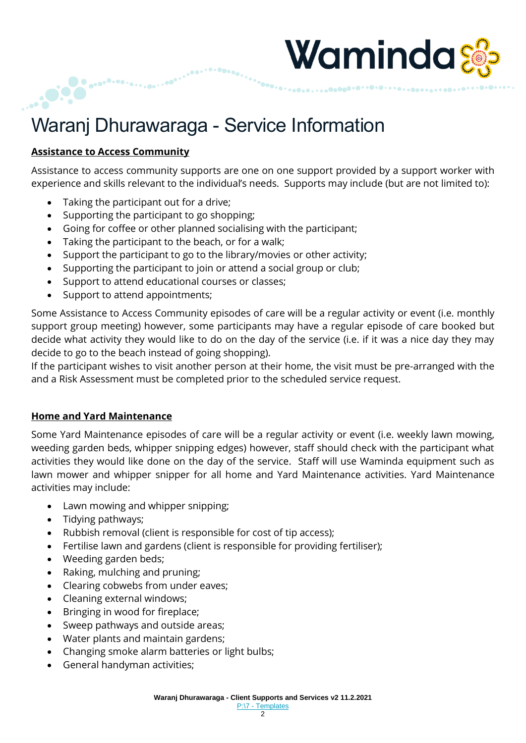#  Waranj Dhurawaraga - Service Information

**Assistance to Access Community**

Assistance to access community supports are one on one support provided by a support worker with experience and skills relevant to the individual's needs. Supports may include (but are not limited to):

- Taking the participant out for a drive;
- Supporting the participant to go shopping;
- Going for coffee or other planned socialising with the participant;
- Taking the participant to the beach, or for a walk;
- Support the participant to go to the library/movies or other activity;
- Supporting the participant to join or attend a social group or club;
- Support to attend educational courses or classes;
- Support to attend appointments;

Some Assistance to Access Community episodes of care will be a regular activity or event (i.e. monthly support group meeting) however, some participants may have a regular episode of care booked but decide what activity they would like to do on the day of the service (i.e. if it was a nice day they may decide to go to the beach instead of going shopping).
If the participant wishes to visit another person at their home, the visit must be pre-arranged with the and a Risk Assessment must be completed prior to the scheduled service request.

**Home and Yard Maintenance**

Some Yard Maintenance episodes of care will be a regular activity or event (i.e. weekly lawn mowing, weeding garden beds, whipper snipping edges) however, staff should check with the participant what activities they would like done on the day of the service. Staff will use Waminda equipment such as lawn mower and whipper snipper for all home and Yard Maintenance activities. Yard Maintenance activities may include:

- Lawn mowing and whipper snipping;
- Tidying pathways;
- Rubbish removal (client is responsible for cost of tip access);
- Fertilise lawn and gardens (client is responsible for providing fertiliser);
- Weeding garden beds;
- Raking, mulching and pruning;
- Clearing cobwebs from under eaves;
- Cleaning external windows;
- Bringing in wood for fireplace;
- Sweep pathways and outside areas;
- Water plants and maintain gardens;
- Changing smoke alarm batteries or light bulbs;
- General handyman activities;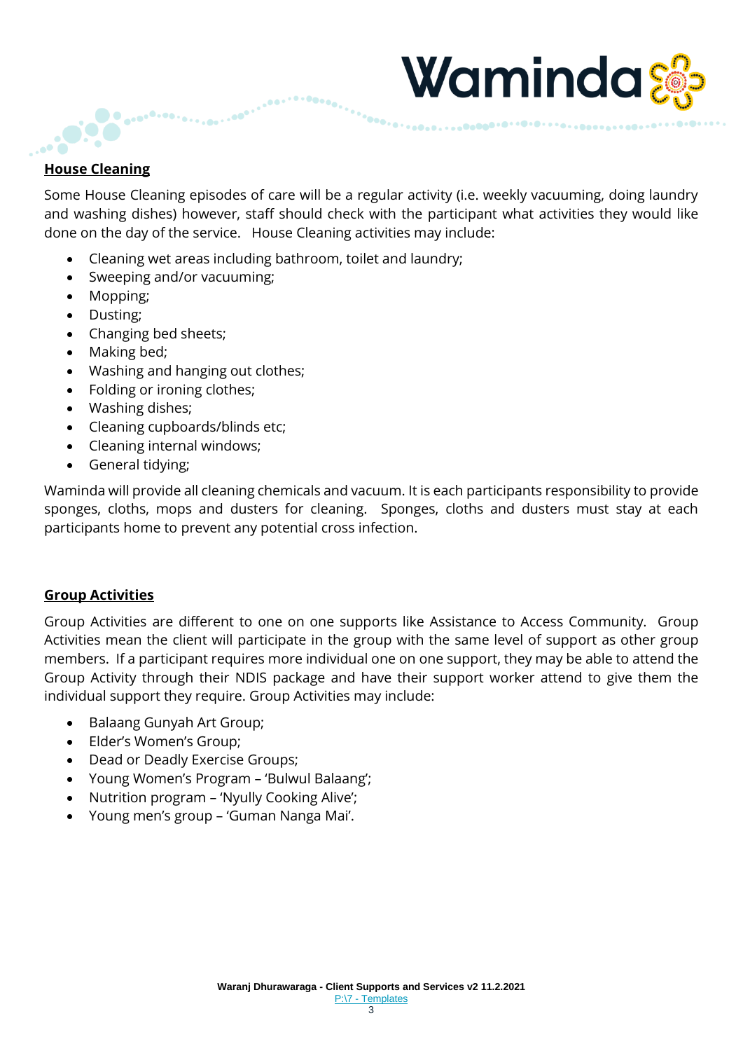## House Cleaning

Some House Cleaning episodes of care will be a regular activity (i.e. weekly vacuuming, doing laundry and washing dishes) however, staff should check with the participant what activities they would like done on the day of the service. House Cleaning activities may include:

- Cleaning wet areas including bathroom, toilet and laundry;
- Sweeping and/or vacuuming;
- Mopping;
- Dusting;
- Changing bed sheets;
- Making bed;
- Washing and hanging out clothes;
- Folding or ironing clothes;
- Washing dishes;
- Cleaning cupboards/blinds etc;
- Cleaning internal windows;
- General tidying;

Waminda will provide all cleaning chemicals and vacuum. It is each participants responsibility to provide sponges, cloths, mops and dusters for cleaning. Sponges, cloths and dusters must stay at each participants home to prevent any potential cross infection.

## Group Activities

Group Activities are different to one on one supports like Assistance to Access Community. Group Activities mean the client will participate in the group with the same level of support as other group members. If a participant requires more individual one on one support, they may be able to attend the Group Activity through their NDIS package and have their support worker attend to give them the individual support they require. Group Activities may include:

- Balaang Gunyah Art Group;
- Elder's Women's Group;
- Dead or Deadly Exercise Groups;
- Young Women's Program – 'Bulwul Balaang';
- Nutrition program – 'Nyully Cooking Alive';
- Young men's group – 'Guman Nanga Mai'.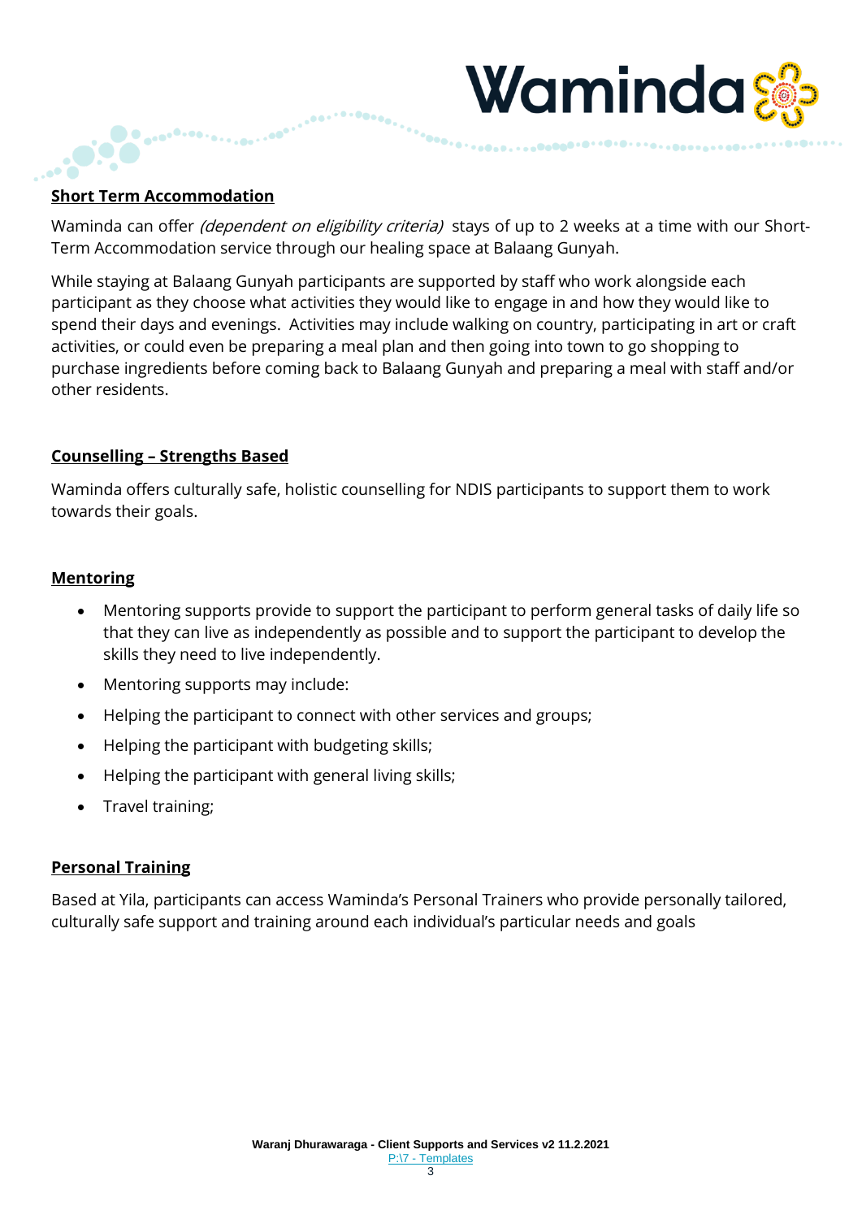## Short Term Accommodation

Waminda can offer *(dependent on eligibility criteria)* stays of up to 2 weeks at a time with our Short-Term Accommodation service through our healing space at Balaang Gunyah.

While staying at Balaang Gunyah participants are supported by staff who work alongside each participant as they choose what activities they would like to engage in and how they would like to spend their days and evenings. Activities may include walking on country, participating in art or craft activities, or could even be preparing a meal plan and then going into town to go shopping to purchase ingredients before coming back to Balaang Gunyah and preparing a meal with staff and/or other residents.

## Counselling – Strengths Based

Waminda offers culturally safe, holistic counselling for NDIS participants to support them to work towards their goals.

## Mentoring

- Mentoring supports provide to support the participant to perform general tasks of daily life so that they can live as independently as possible and to support the participant to develop the skills they need to live independently.
- Mentoring supports may include:
- Helping the participant to connect with other services and groups;
- Helping the participant with budgeting skills;
- Helping the participant with general living skills;
- Travel training;

## Personal Training

Based at Yila, participants can access Waminda's Personal Trainers who provide personally tailored, culturally safe support and training around each individual's particular needs and goals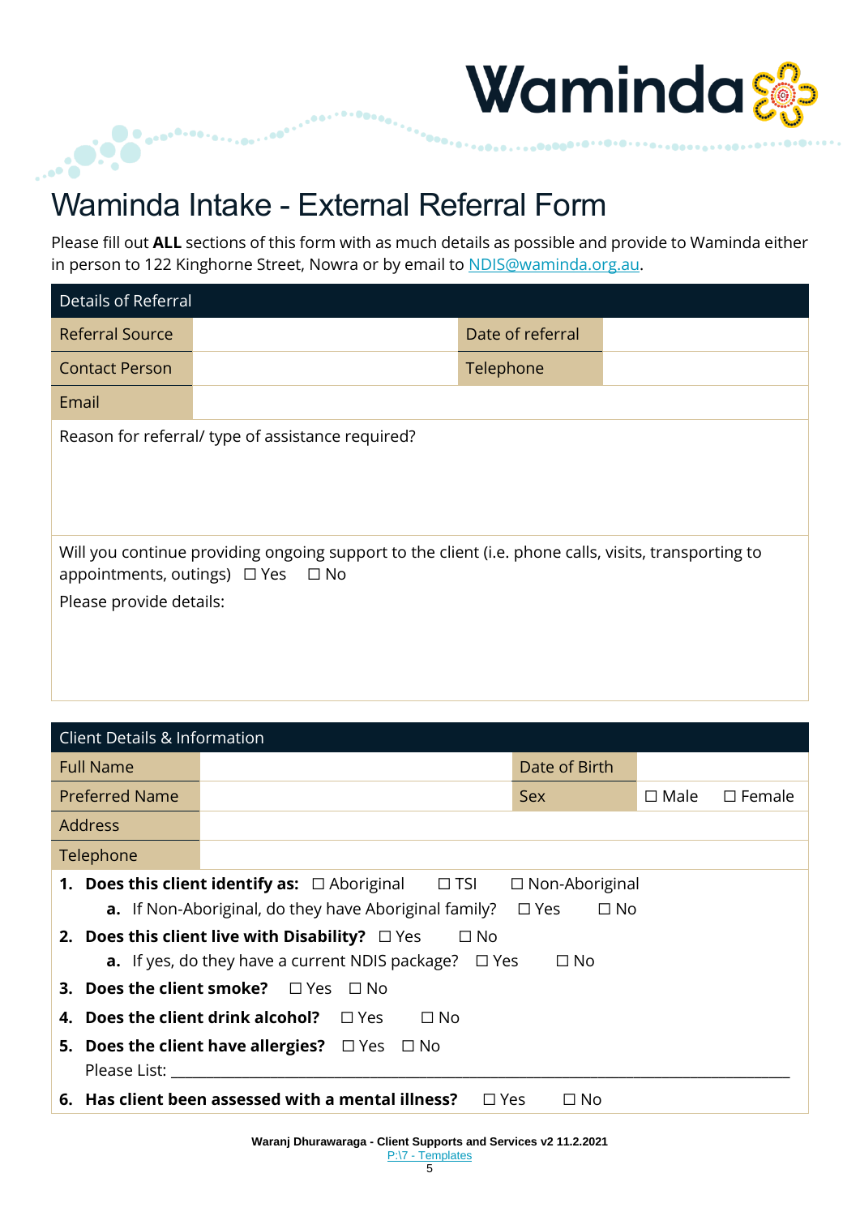# Waminda Intake - External Referral Form

Please fill out **ALL** sections of this form with as much details as possible and provide to Waminda either in person to 122 Kinghorne Street, Nowra or by email to NDIS@waminda.org.au.

| Details of Referral | | | |
|---|---|---|---|
| Referral Source | | Date of referral | |
| Contact Person | | Telephone | |
| Email | | | |
| Reason for referral/ type of assistance required? | | | |
| Will you continue providing ongoing support to the client (i.e. phone calls, visits, transporting to appointments, outings) ☐ Yes ☐ No<br>Please provide details: | | | |

| Client Details & Information | | | |
|---|---|---|---|
| Full Name | | Date of Birth | |
| Preferred Name | | Sex | ☐ Male ☐ Female |
| Address | | | |
| Telephone | | | |

1. **Does this client identify as:** ☐ Aboriginal ☐ TSI ☐ Non-Aboriginal
   a. If Non-Aboriginal, do they have Aboriginal family? ☐ Yes ☐ No
2. **Does this client live with Disability?** ☐ Yes ☐ No
   a. If yes, do they have a current NDIS package? ☐ Yes ☐ No
3. **Does the client smoke?** ☐ Yes ☐ No
4. **Does the client drink alcohol?** ☐ Yes ☐ No
5. **Does the client have allergies?** ☐ Yes ☐ No
   Please List: ______________________________________________
6. **Has client been assessed with a mental illness?** ☐ Yes ☐ No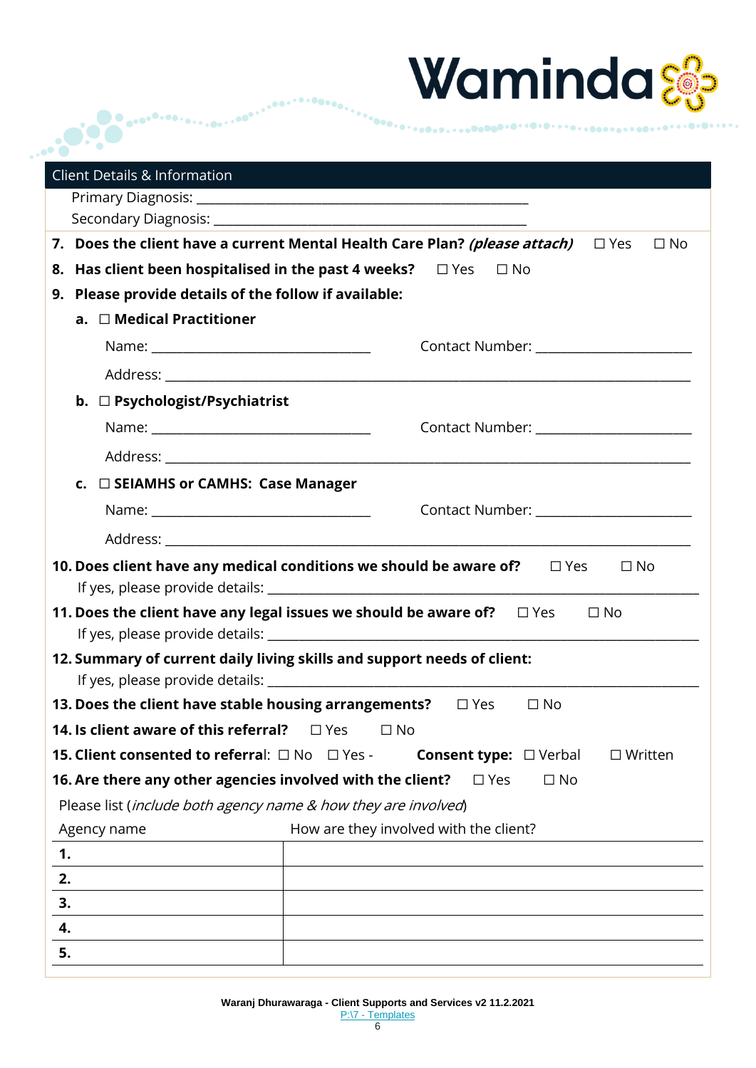## Client Details & Information

Primary Diagnosis: ___________________________________________

Secondary Diagnosis: ________________________________________

7. **Does the client have a current Mental Health Care Plan? *(please attach)*** ☐ Yes ☐ No
8. **Has client been hospitalised in the past 4 weeks?** ☐ Yes ☐ No
9. **Please provide details of the follow if available:**
   a. ☐ **Medical Practitioner**

      Name: ______________________________ Contact Number: ______________________

      Address: ___________________________________________________________________

   b. ☐ **Psychologist/Psychiatrist**

      Name: ______________________________ Contact Number: ______________________

      Address: ___________________________________________________________________

   c. ☐ **SEIAMHS or CAMHS: Case Manager**

      Name: ______________________________ Contact Number: ______________________

      Address: ___________________________________________________________________

10. **Does client have any medical conditions we should be aware of?** ☐ Yes ☐ No

    If yes, please provide details: ___________________________________________________

11. **Does the client have any legal issues we should be aware of?** ☐ Yes ☐ No

    If yes, please provide details: ___________________________________________________

12. **Summary of current daily living skills and support needs of client:**

    If yes, please provide details: ___________________________________________________

13. **Does the client have stable housing arrangements?** ☐ Yes ☐ No
14. **Is client aware of this referral?** ☐ Yes ☐ No
15. **Client consented to referral**: ☐ No ☐ Yes - **Consent type:** ☐ Verbal ☐ Written
16. **Are there any other agencies involved with the client?** ☐ Yes ☐ No

Please list (*include both agency name & how they are involved*)

| Agency name | How are they involved with the client? |
|---|---|
| **1.** | |
| **2.** | |
| **3.** | |
| **4.** | |
| **5.** | |

**Waranj Dhurawaraga - Client Supports and Services v2 11.2.2021**

P:\7 - Templates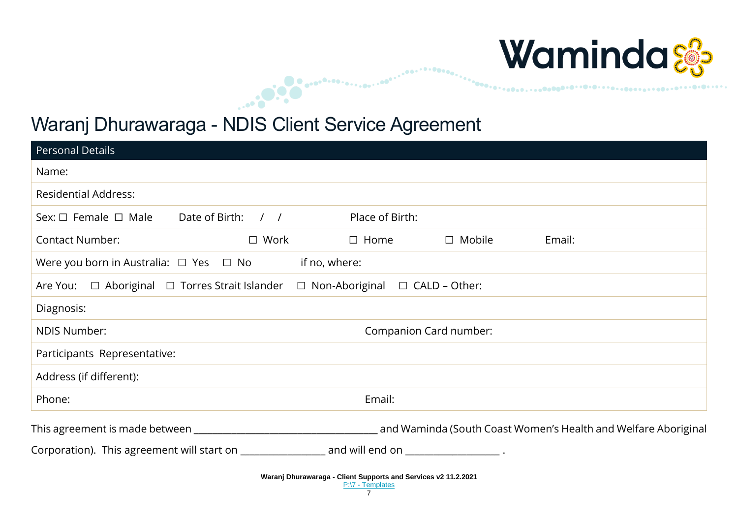# Waranj Dhurawaraga - NDIS Client Service Agreement

| Personal Details | | | | |
|---|---|---|---|---|
| Name: | | | | |
| Residential Address: | | | | |
| Sex: ☐ Female ☐ Male | Date of Birth: / / | Place of Birth: | | |
| Contact Number: | ☐ Work | ☐ Home | ☐ Mobile | Email: |
| Were you born in Australia: ☐ Yes ☐ No | if no, where: | | | |
| Are You: ☐ Aboriginal ☐ Torres Strait Islander ☐ Non-Aboriginal ☐ CALD – Other: | | | | |
| Diagnosis: | | | | |
| NDIS Number: | | Companion Card number: | | |
| Participants Representative: | | | | |
| Address (if different): | | | | |
| Phone: | | Email: | | |

This agreement is made between ___________________________________ and Waminda (South Coast Women's Health and Welfare Aboriginal Corporation). This agreement will start on ________________ and will end on __________________ .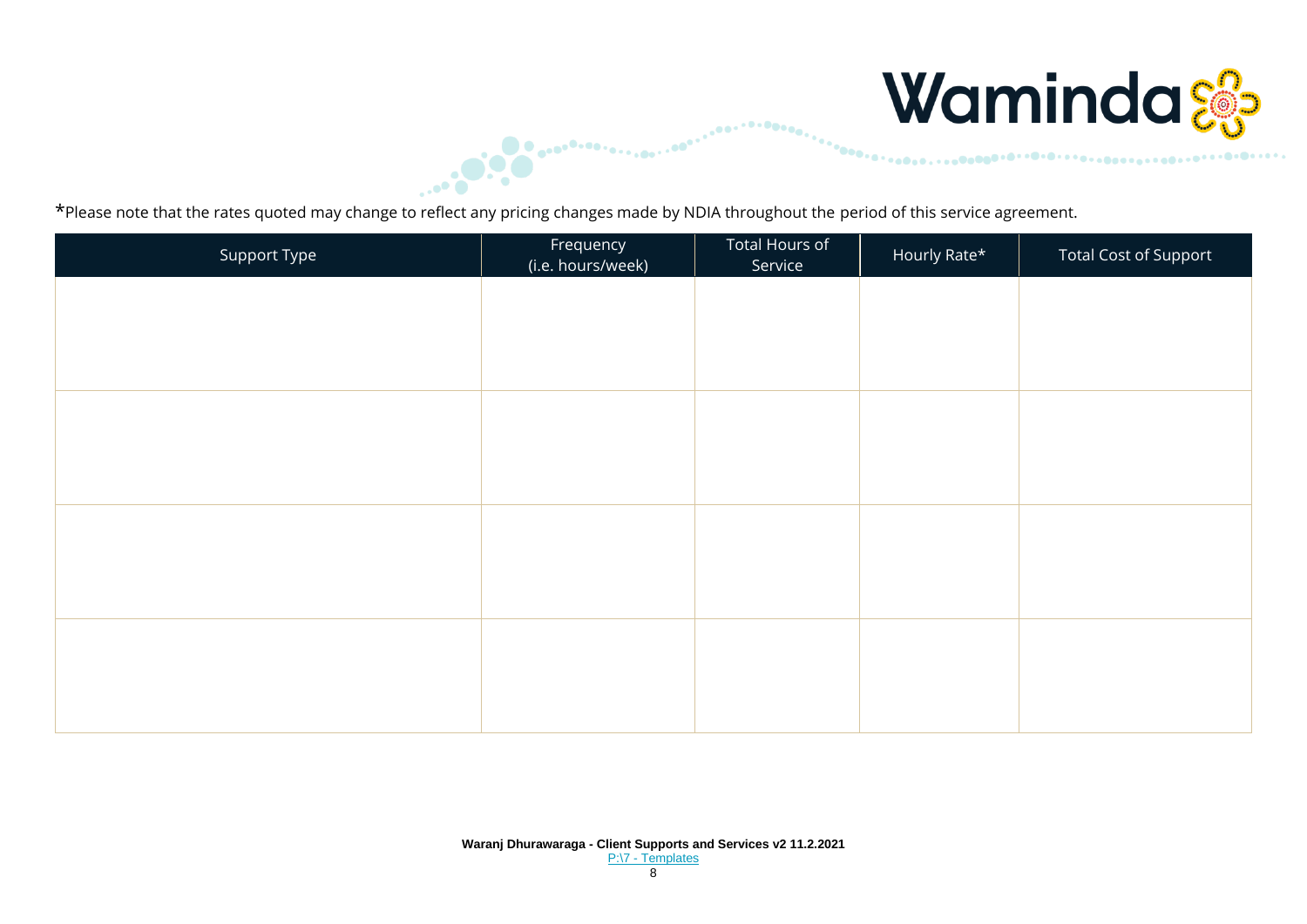*Please note that the rates quoted may change to reflect any pricing changes made by NDIA throughout the period of this service agreement.

| Support Type | Frequency (i.e. hours/week) | Total Hours of Service | Hourly Rate* | Total Cost of Support |
|---|---|---|---|---|
| | | | | |
| | | | | |
| | | | | |
| | | | | |

**Waranj Dhurawaraga - Client Supports and Services v2 11.2.2021**
[P:\7 - Templates]()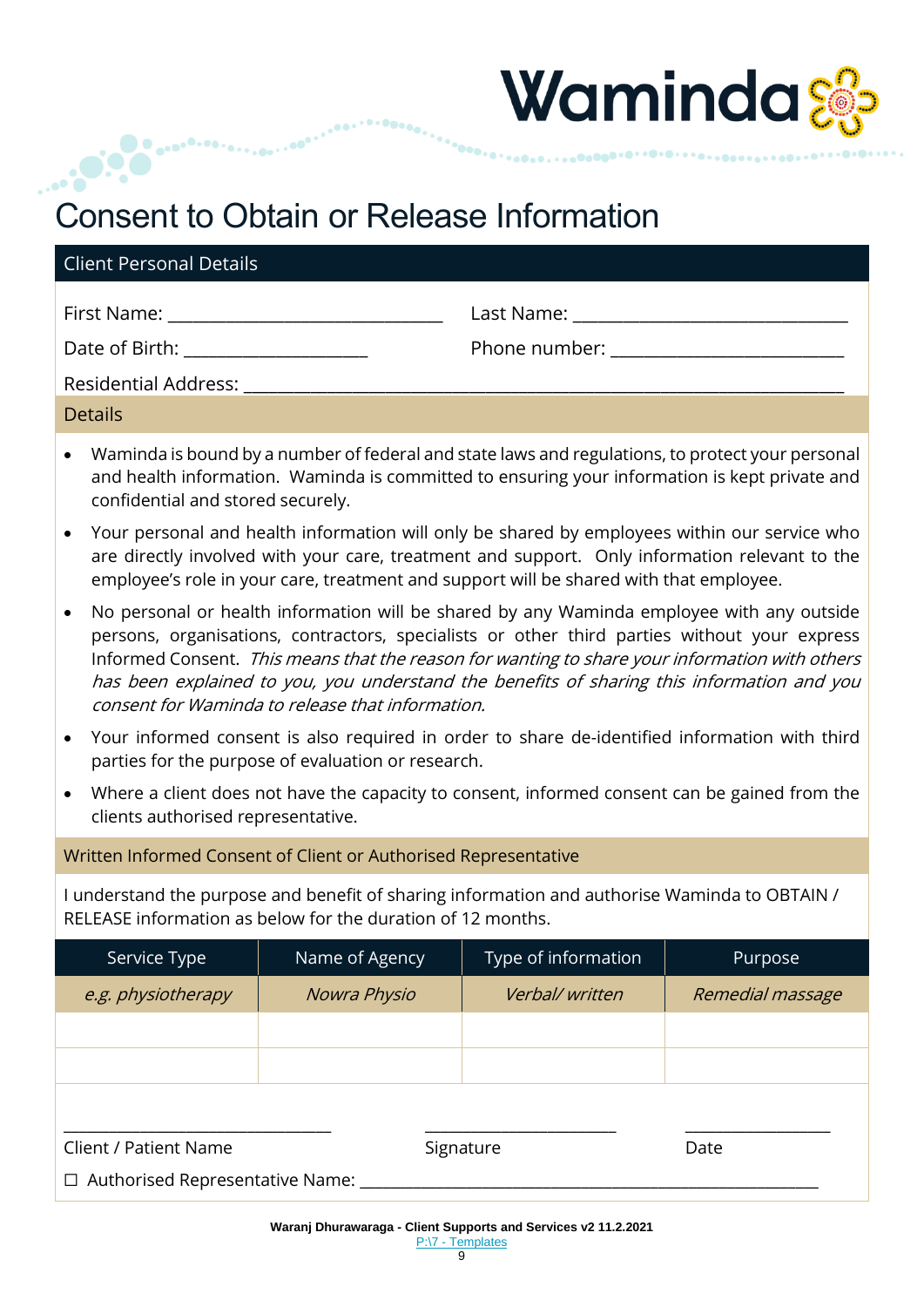# Consent to Obtain or Release Information

## Client Personal Details

First Name: ______________________________ Last Name: ______________________________

Date of Birth: ____________________ Phone number: _________________________

Residential Address: ___________________________________________________________________

## Details

- Waminda is bound by a number of federal and state laws and regulations, to protect your personal and health information. Waminda is committed to ensuring your information is kept private and confidential and stored securely.
- Your personal and health information will only be shared by employees within our service who are directly involved with your care, treatment and support. Only information relevant to the employee's role in your care, treatment and support will be shared with that employee.
- No personal or health information will be shared by any Waminda employee with any outside persons, organisations, contractors, specialists or other third parties without your express Informed Consent. *This means that the reason for wanting to share your information with others has been explained to you, you understand the benefits of sharing this information and you consent for Waminda to release that information.*
- Your informed consent is also required in order to share de-identified information with third parties for the purpose of evaluation or research.
- Where a client does not have the capacity to consent, informed consent can be gained from the clients authorised representative.

## Written Informed Consent of Client or Authorised Representative

I understand the purpose and benefit of sharing information and authorise Waminda to OBTAIN / RELEASE information as below for the duration of 12 months.

| Service Type | Name of Agency | Type of information | Purpose |
|---|---|---|---|
| *e.g. physiotherapy* | *Nowra Physio* | *Verbal/ written* | *Remedial massage* |
| | | | |
| | | | |

_______________________________ ______________________ ________________

Client / Patient Name Signature Date

☐ Authorised Representative Name: ______________________________________________________

Waranj Dhurawaraga - Client Supports and Services v2 11.2.2021

P:\7 - Templates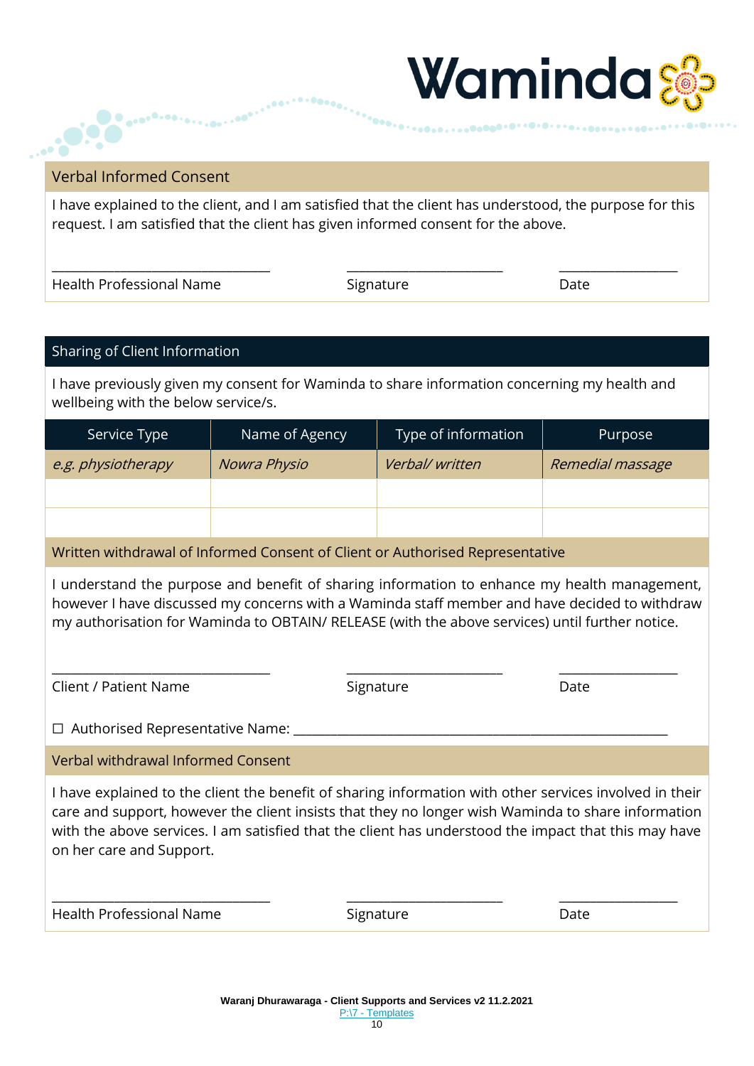## Verbal Informed Consent

I have explained to the client, and I am satisfied that the client has understood, the purpose for this request. I am satisfied that the client has given informed consent for the above.

| ______________________________ | ______________________ | ________________ |
|---|---|---|
| Health Professional Name | Signature | Date |

## Sharing of Client Information

I have previously given my consent for Waminda to share information concerning my health and wellbeing with the below service/s.

| Service Type | Name of Agency | Type of information | Purpose |
|---|---|---|---|
| *e.g. physiotherapy* | *Nowra Physio* | *Verbal/ written* | *Remedial massage* |
| | | | |
| | | | |

## Written withdrawal of Informed Consent of Client or Authorised Representative

I understand the purpose and benefit of sharing information to enhance my health management, however I have discussed my concerns with a Waminda staff member and have decided to withdraw my authorisation for Waminda to OBTAIN/ RELEASE (with the above services) until further notice.

| ______________________________ | ______________________ | ________________ |
|---|---|---|
| Client / Patient Name | Signature | Date |

☐ Authorised Representative Name: ______________________________________________________

## Verbal withdrawal Informed Consent

I have explained to the client the benefit of sharing information with other services involved in their care and support, however the client insists that they no longer wish Waminda to share information with the above services. I am satisfied that the client has understood the impact that this may have on her care and Support.

| ______________________________ | ______________________ | ________________ |
|---|---|---|
| Health Professional Name | Signature | Date |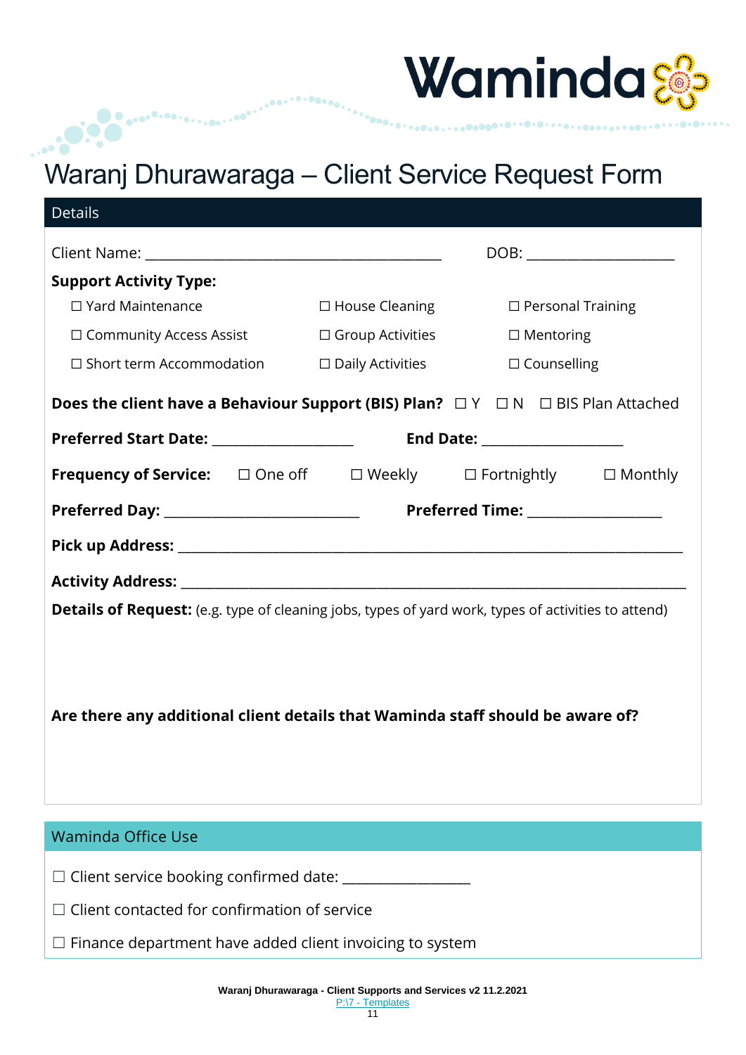Waminda

# Waranj Dhurawaraga – Client Service Request Form

## Details

Client Name: ______________________________ DOB: ________________

**Support Activity Type:**

| | | |
|---|---|---|
| ☐ Yard Maintenance | ☐ House Cleaning | ☐ Personal Training |
| ☐ Community Access Assist | ☐ Group Activities | ☐ Mentoring |
| ☐ Short term Accommodation | ☐ Daily Activities | ☐ Counselling |

**Does the client have a Behaviour Support (BIS) Plan?** ☐ Y ☐ N ☐ BIS Plan Attached

**Preferred Start Date:** ________________ **End Date:** ________________

**Frequency of Service:** ☐ One off ☐ Weekly ☐ Fortnightly ☐ Monthly

**Preferred Day:** ______________________ **Preferred Time:** ________________

**Pick up Address:** ____________________________________________________________

**Activity Address:** ____________________________________________________________

**Details of Request:** (e.g. type of cleaning jobs, types of yard work, types of activities to attend)

**Are there any additional client details that Waminda staff should be aware of?**

## Waminda Office Use

☐ Client service booking confirmed date: _______________

☐ Client contacted for confirmation of service

☐ Finance department have added client invoicing to system

Waranj Dhurawaraga - Client Supports and Services v2 11.2.2021
P:\7 - Templates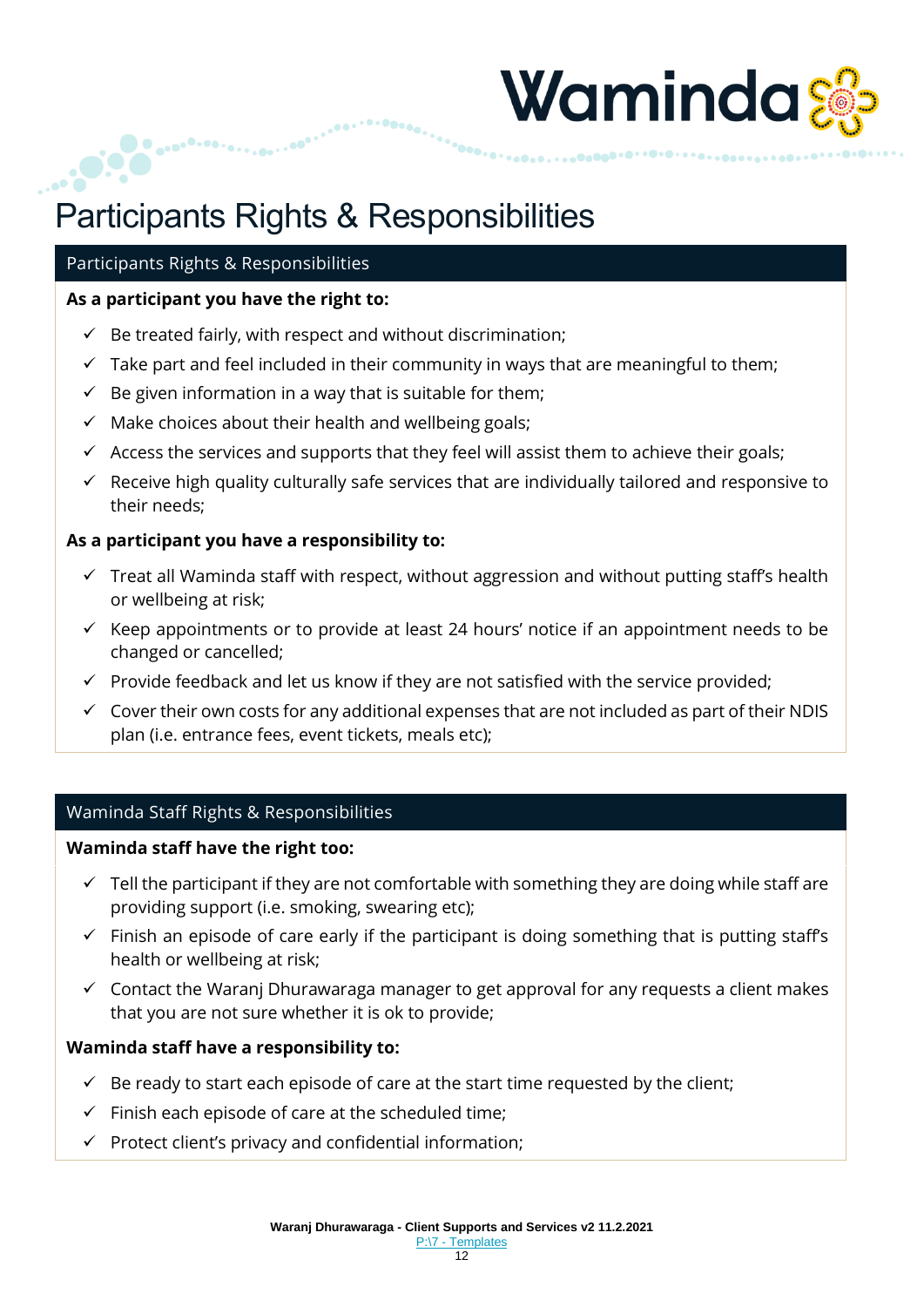# Participants Rights & Responsibilities

## Participants Rights & Responsibilities

**As a participant you have the right to:**

- ✓ Be treated fairly, with respect and without discrimination;
- ✓ Take part and feel included in their community in ways that are meaningful to them;
- ✓ Be given information in a way that is suitable for them;
- ✓ Make choices about their health and wellbeing goals;
- ✓ Access the services and supports that they feel will assist them to achieve their goals;
- ✓ Receive high quality culturally safe services that are individually tailored and responsive to their needs;

**As a participant you have a responsibility to:**

- ✓ Treat all Waminda staff with respect, without aggression and without putting staff's health or wellbeing at risk;
- ✓ Keep appointments or to provide at least 24 hours' notice if an appointment needs to be changed or cancelled;
- ✓ Provide feedback and let us know if they are not satisfied with the service provided;
- ✓ Cover their own costs for any additional expenses that are not included as part of their NDIS plan (i.e. entrance fees, event tickets, meals etc);

## Waminda Staff Rights & Responsibilities

**Waminda staff have the right too:**

- ✓ Tell the participant if they are not comfortable with something they are doing while staff are providing support (i.e. smoking, swearing etc);
- ✓ Finish an episode of care early if the participant is doing something that is putting staff's health or wellbeing at risk;
- ✓ Contact the Waranj Dhurawaraga manager to get approval for any requests a client makes that you are not sure whether it is ok to provide;

**Waminda staff have a responsibility to:**

- ✓ Be ready to start each episode of care at the start time requested by the client;
- ✓ Finish each episode of care at the scheduled time;
- ✓ Protect client's privacy and confidential information;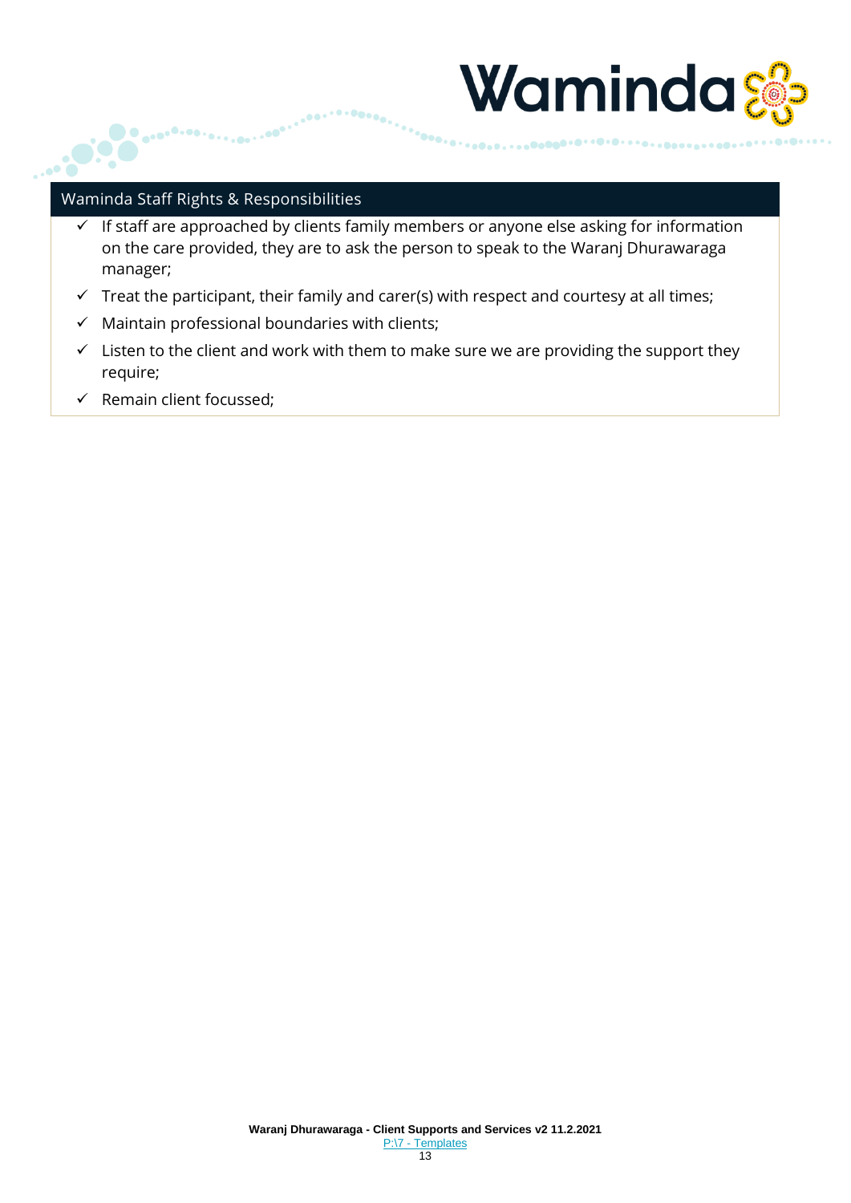## Waminda Staff Rights & Responsibilities

- ✓ If staff are approached by clients family members or anyone else asking for information on the care provided, they are to ask the person to speak to the Waranj Dhurawaraga manager;
- ✓ Treat the participant, their family and carer(s) with respect and courtesy at all times;
- ✓ Maintain professional boundaries with clients;
- ✓ Listen to the client and work with them to make sure we are providing the support they require;
- ✓ Remain client focussed;